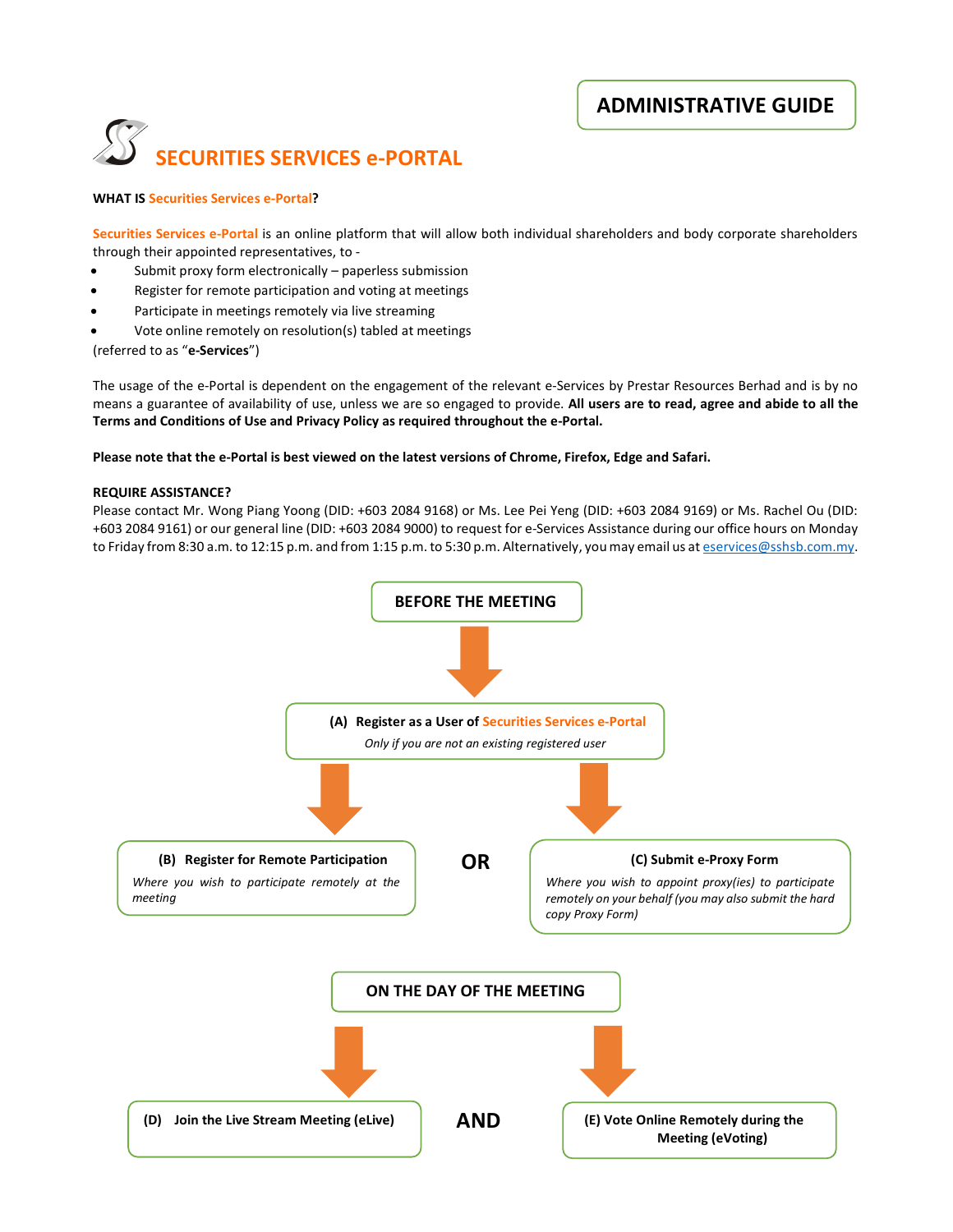# ADMINISTRATIVE GUIDE

## SECURITIES SERVICES e-PORTAL

**WHAT IS Securities Services e-Portal?**

Securities Services e-Portal is an online platform that will allow both individual shareholders and body corporate shareholders through their appointed representatives, to -

- Submit proxy form electronically – paperless submission
- Register for remote participation and voting at meetings
- Participate in meetings remotely via live streaming
- Vote online remotely on resolution(s) tabled at meetings

(referred to as "**e-Services**")

The usage of the e-Portal is dependent on the engagement of the relevant e-Services by Prestar Resources Berhad and is by no means a guarantee of availability of use, unless we are so engaged to provide. **All users are to read, agree and abide to all the Terms and Conditions of Use and Privacy Policy as required throughout the e-Portal.**

**Please note that the e-Portal is best viewed on the latest versions of Chrome, Firefox, Edge and Safari.**

**REQUIRE ASSISTANCE?**

Please contact Mr. Wong Piang Yoong (DID: +603 2084 9168) or Ms. Lee Pei Yeng (DID: +603 2084 9169) or Ms. Rachel Ou (DID: +603 2084 9161) or our general line (DID: +603 2084 9000) to request for e-Services Assistance during our office hours on Monday to Friday from 8:30 a.m. to 12:15 p.m. and from 1:15 p.m. to 5:30 p.m. Alternatively, you may email us at eservices@sshsb.com.my.

### BEFORE THE MEETING

**(A) Register as a User of Securities Services e-Portal**
*Only if you are not an existing registered user*

**(B) Register for Remote Participation**
*Where you wish to participate remotely at the meeting*

**OR**

**(C) Submit e-Proxy Form**
*Where you wish to appoint proxy(ies) to participate remotely on your behalf (you may also submit the hard copy Proxy Form)*

### ON THE DAY OF THE MEETING

**(D) Join the Live Stream Meeting (eLive)**

**AND**

**(E) Vote Online Remotely during the Meeting (eVoting)**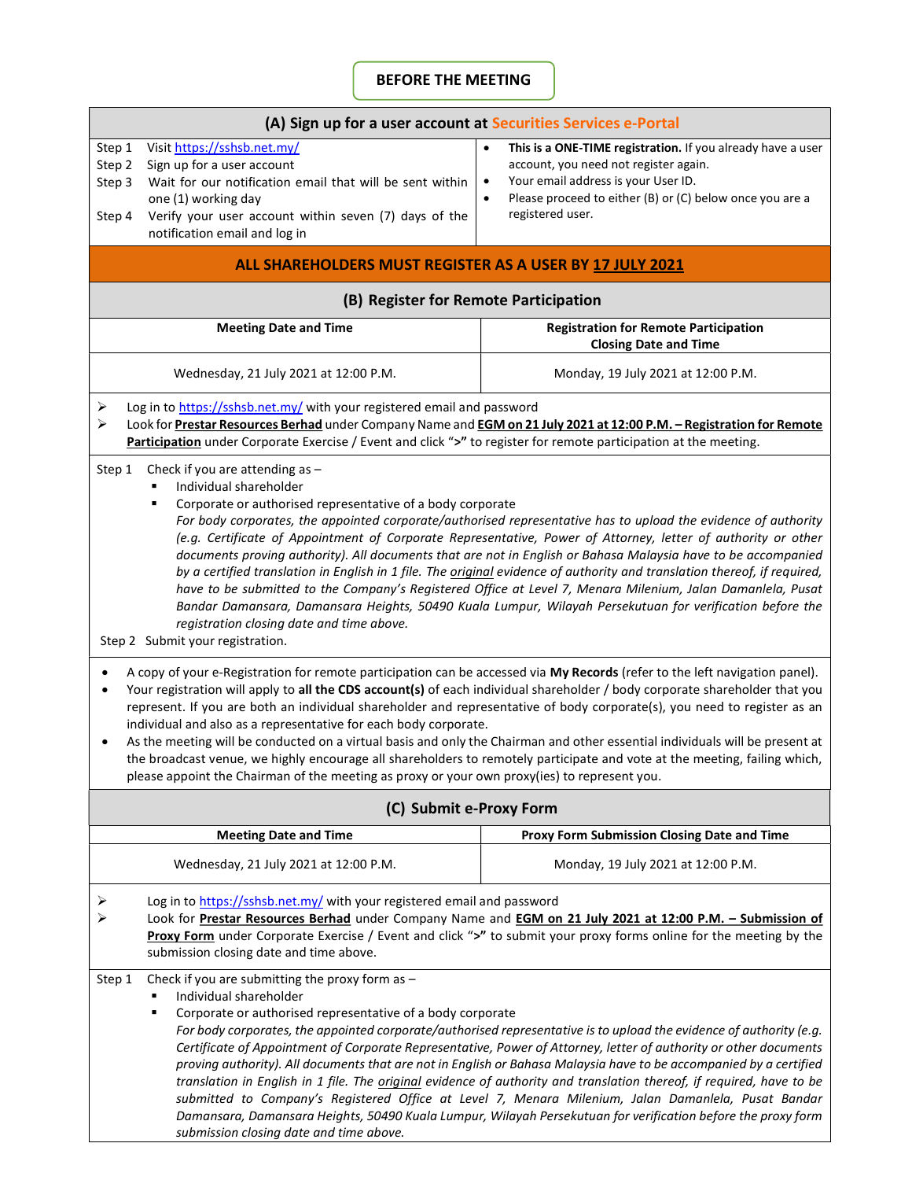# BEFORE THE MEETING

## (A) Sign up for a user account at Securities Services e-Portal

Step 1 Visit https://sshsb.net.my/

Step 2 Sign up for a user account

Step 3 Wait for our notification email that will be sent within one (1) working day

Step 4 Verify your user account within seven (7) days of the notification email and log in

- **This is a ONE-TIME registration.** If you already have a user account, you need not register again.
- Your email address is your User ID.
- Please proceed to either (B) or (C) below once you are a registered user.

**ALL SHAREHOLDERS MUST REGISTER AS A USER BY 17 JULY 2021**

## (B) Register for Remote Participation

| Meeting Date and Time | Registration for Remote Participation Closing Date and Time |
|---|---|
| Wednesday, 21 July 2021 at 12:00 P.M. | Monday, 19 July 2021 at 12:00 P.M. |

- Log in to https://sshsb.net.my/ with your registered email and password
- Look for **Prestar Resources Berhad** under Company Name and **EGM on 21 July 2021 at 12:00 P.M. – Registration for Remote Participation** under Corporate Exercise / Event and click "**>**" to register for remote participation at the meeting.

Step 1 Check if you are attending as –

- Individual shareholder
- Corporate or authorised representative of a body corporate

  *For body corporates, the appointed corporate/authorised representative has to upload the evidence of authority (e.g. Certificate of Appointment of Corporate Representative, Power of Attorney, letter of authority or other documents proving authority). All documents that are not in English or Bahasa Malaysia have to be accompanied by a certified translation in English in 1 file. The original evidence of authority and translation thereof, if required, have to be submitted to the Company's Registered Office at Level 7, Menara Milenium, Jalan Damanlela, Pusat Bandar Damansara, Damansara Heights, 50490 Kuala Lumpur, Wilayah Persekutuan for verification before the registration closing date and time above.*

Step 2 Submit your registration.

- A copy of your e-Registration for remote participation can be accessed via **My Records** (refer to the left navigation panel).
- Your registration will apply to **all the CDS account(s)** of each individual shareholder / body corporate shareholder that you represent. If you are both an individual shareholder and representative of body corporate(s), you need to register as an individual and also as a representative for each body corporate.
- As the meeting will be conducted on a virtual basis and only the Chairman and other essential individuals will be present at the broadcast venue, we highly encourage all shareholders to remotely participate and vote at the meeting, failing which, please appoint the Chairman of the meeting as proxy or your own proxy(ies) to represent you.

## (C) Submit e-Proxy Form

| Meeting Date and Time | Proxy Form Submission Closing Date and Time |
|---|---|
| Wednesday, 21 July 2021 at 12:00 P.M. | Monday, 19 July 2021 at 12:00 P.M. |

- Log in to https://sshsb.net.my/ with your registered email and password
- Look for **Prestar Resources Berhad** under Company Name and **EGM on 21 July 2021 at 12:00 P.M. – Submission of Proxy Form** under Corporate Exercise / Event and click "**>**" to submit your proxy forms online for the meeting by the submission closing date and time above.

Step 1 Check if you are submitting the proxy form as –

- Individual shareholder
- Corporate or authorised representative of a body corporate

  *For body corporates, the appointed corporate/authorised representative is to upload the evidence of authority (e.g. Certificate of Appointment of Corporate Representative, Power of Attorney, letter of authority or other documents proving authority). All documents that are not in English or Bahasa Malaysia have to be accompanied by a certified translation in English in 1 file. The original evidence of authority and translation thereof, if required, have to be submitted to Company's Registered Office at Level 7, Menara Milenium, Jalan Damanlela, Pusat Bandar Damansara, Damansara Heights, 50490 Kuala Lumpur, Wilayah Persekutuan for verification before the proxy form submission closing date and time above.*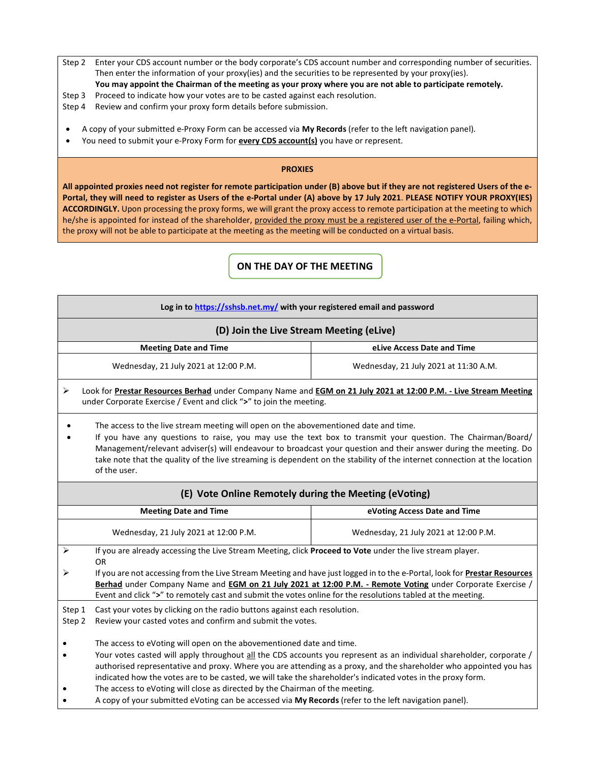Step 2 Enter your CDS account number or the body corporate's CDS account number and corresponding number of securities. Then enter the information of your proxy(ies) and the securities to be represented by your proxy(ies).
**You may appoint the Chairman of the meeting as your proxy where you are not able to participate remotely.**

Step 3 Proceed to indicate how your votes are to be casted against each resolution.

Step 4 Review and confirm your proxy form details before submission.

- A copy of your submitted e-Proxy Form can be accessed via **My Records** (refer to the left navigation panel).
- You need to submit your e-Proxy Form for **every CDS account(s)** you have or represent.

**PROXIES**

**All appointed proxies need not register for remote participation under (B) above but if they are not registered Users of the e-Portal, they will need to register as Users of the e-Portal under (A) above by 17 July 2021**. **PLEASE NOTIFY YOUR PROXY(IES) ACCORDINGLY.** Upon processing the proxy forms, we will grant the proxy access to remote participation at the meeting to which he/she is appointed for instead of the shareholder, provided the proxy must be a registered user of the e-Portal, failing which, the proxy will not be able to participate at the meeting as the meeting will be conducted on a virtual basis.

## ON THE DAY OF THE MEETING

**Log in to https://sshsb.net.my/ with your registered email and password**

### (D) Join the Live Stream Meeting (eLive)

| Meeting Date and Time | eLive Access Date and Time |
|---|---|
| Wednesday, 21 July 2021 at 12:00 P.M. | Wednesday, 21 July 2021 at 11:30 A.M. |

➢ Look for **Prestar Resources Berhad** under Company Name and **EGM on 21 July 2021 at 12:00 P.M. - Live Stream Meeting** under Corporate Exercise / Event and click "**>**" to join the meeting.

- The access to the live stream meeting will open on the abovementioned date and time.
- If you have any questions to raise, you may use the text box to transmit your question. The Chairman/Board/ Management/relevant adviser(s) will endeavour to broadcast your question and their answer during the meeting. Do take note that the quality of the live streaming is dependent on the stability of the internet connection at the location of the user.

### (E) Vote Online Remotely during the Meeting (eVoting)

| Meeting Date and Time | eVoting Access Date and Time |
|---|---|
| Wednesday, 21 July 2021 at 12:00 P.M. | Wednesday, 21 July 2021 at 12:00 P.M. |

➢ If you are already accessing the Live Stream Meeting, click **Proceed to Vote** under the live stream player.
OR

➢ If you are not accessing from the Live Stream Meeting and have just logged in to the e-Portal, look for **Prestar Resources Berhad** under Company Name and **EGM on 21 July 2021 at 12:00 P.M. - Remote Voting** under Corporate Exercise / Event and click "**>**" to remotely cast and submit the votes online for the resolutions tabled at the meeting.

Step 1 Cast your votes by clicking on the radio buttons against each resolution.

Step 2 Review your casted votes and confirm and submit the votes.

- The access to eVoting will open on the abovementioned date and time.
- Your votes casted will apply throughout all the CDS accounts you represent as an individual shareholder, corporate / authorised representative and proxy. Where you are attending as a proxy, and the shareholder who appointed you has indicated how the votes are to be casted, we will take the shareholder's indicated votes in the proxy form.
- The access to eVoting will close as directed by the Chairman of the meeting.
- A copy of your submitted eVoting can be accessed via **My Records** (refer to the left navigation panel).